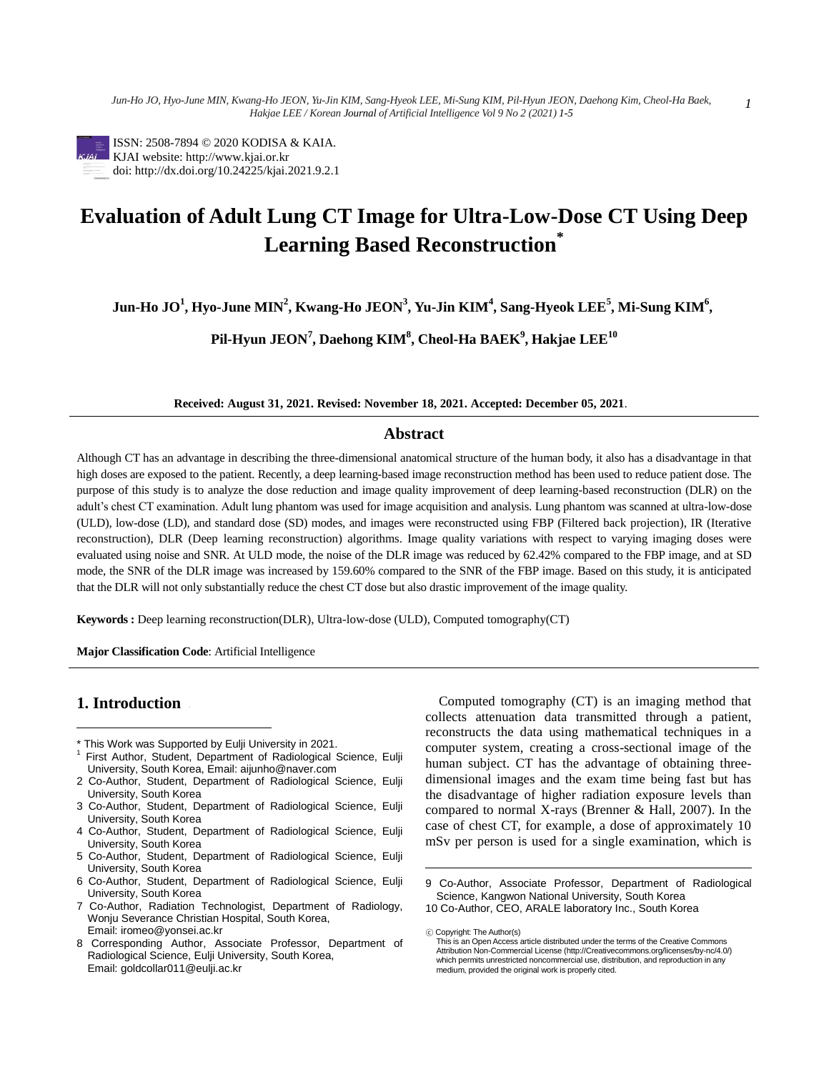ISSN: 2508-7894 © 2020 KODISA & KAIA.
KJAI website: http://www.kjai.or.kr
doi: http://dx.doi.org/10.24225/kjai.2021.9.2.1

# Evaluation of Adult Lung CT Image for Ultra-Low-Dose CT Using Deep Learning Based Reconstruction*

**Jun-Ho JO[1], Hyo-June MIN[2], Kwang-Ho JEON[3], Yu-Jin KIM[4], Sang-Hyeok LEE[5], Mi-Sung KIM[6], Pil-Hyun JEON[7], Daehong KIM[8], Cheol-Ha BAEK[9], Hakjae LEE[10]**

**Received: August 31, 2021. Revised: November 18, 2021. Accepted: December 05, 2021.**

## Abstract

Although CT has an advantage in describing the three-dimensional anatomical structure of the human body, it also has a disadvantage in that high doses are exposed to the patient. Recently, a deep learning-based image reconstruction method has been used to reduce patient dose. The purpose of this study is to analyze the dose reduction and image quality improvement of deep learning-based reconstruction (DLR) on the adult's chest CT examination. Adult lung phantom was used for image acquisition and analysis. Lung phantom was scanned at ultra-low-dose (ULD), low-dose (LD), and standard dose (SD) modes, and images were reconstructed using FBP (Filtered back projection), IR (Iterative reconstruction), DLR (Deep learning reconstruction) algorithms. Image quality variations with respect to varying imaging doses were evaluated using noise and SNR. At ULD mode, the noise of the DLR image was reduced by 62.42% compared to the FBP image, and at SD mode, the SNR of the DLR image was increased by 159.60% compared to the SNR of the FBP image. Based on this study, it is anticipated that the DLR will not only substantially reduce the chest CT dose but also drastic improvement of the image quality.

**Keywords :** Deep learning reconstruction(DLR), Ultra-low-dose (ULD), Computed tomography(CT)

**Major Classification Code**: Artificial Intelligence

## 1. Introduction

Computed tomography (CT) is an imaging method that collects attenuation data transmitted through a patient, reconstructs the data using mathematical techniques in a computer system, creating a cross-sectional image of the human subject. CT has the advantage of obtaining three-dimensional images and the exam time being fast but has the disadvantage of higher radiation exposure levels than compared to normal X-rays (Brenner & Hall, 2007). In the case of chest CT, for example, a dose of approximately 10 mSv per person is used for a single examination, which is

---

\* This Work was Supported by Eulji University in 2021.

[1] First Author, Student, Department of Radiological Science, Eulji University, South Korea, Email: aijunho@naver.com

2 Co-Author, Student, Department of Radiological Science, Eulji University, South Korea

3 Co-Author, Student, Department of Radiological Science, Eulji University, South Korea

4 Co-Author, Student, Department of Radiological Science, Eulji University, South Korea

5 Co-Author, Student, Department of Radiological Science, Eulji University, South Korea

6 Co-Author, Student, Department of Radiological Science, Eulji University, South Korea

7 Co-Author, Radiation Technologist, Department of Radiology, Wonju Severance Christian Hospital, South Korea, Email: iromeo@yonsei.ac.kr

8 Corresponding Author, Associate Professor, Department of Radiological Science, Eulji University, South Korea, Email: goldcollar011@eulji.ac.kr

9 Co-Author, Associate Professor, Department of Radiological Science, Kangwon National University, South Korea

10 Co-Author, CEO, ARALE laboratory Inc., South Korea

ⓒ Copyright: The Author(s)
This is an Open Access article distributed under the terms of the Creative Commons Attribution Non-Commercial License (http://Creativecommons.org/licenses/by-nc/4.0/) which permits unrestricted noncommercial use, distribution, and reproduction in any medium, provided the original work is properly cited.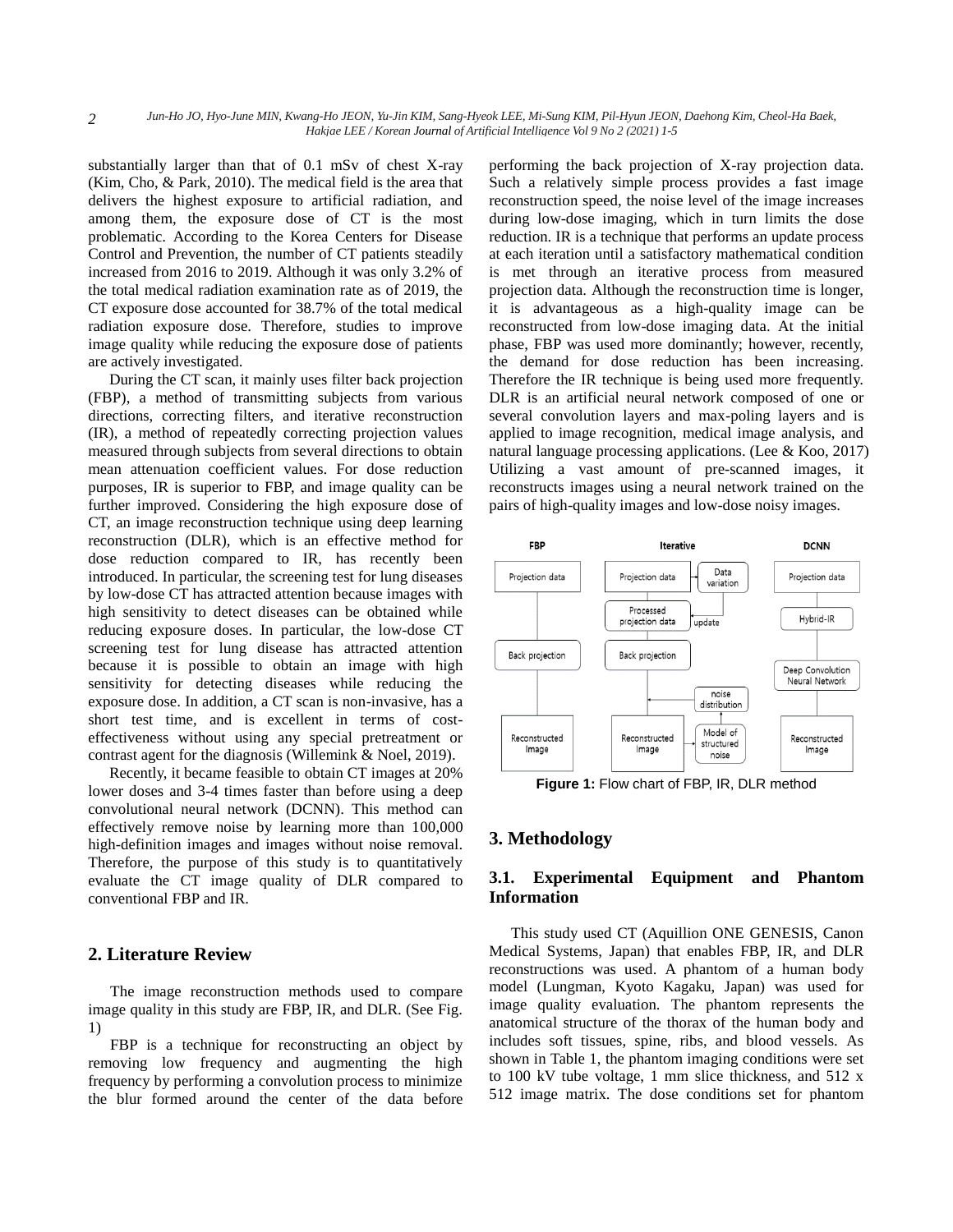substantially larger than that of 0.1 mSv of chest X-ray (Kim, Cho, & Park, 2010). The medical field is the area that delivers the highest exposure to artificial radiation, and among them, the exposure dose of CT is the most problematic. According to the Korea Centers for Disease Control and Prevention, the number of CT patients steadily increased from 2016 to 2019. Although it was only 3.2% of the total medical radiation examination rate as of 2019, the CT exposure dose accounted for 38.7% of the total medical radiation exposure dose. Therefore, studies to improve image quality while reducing the exposure dose of patients are actively investigated.

During the CT scan, it mainly uses filter back projection (FBP), a method of transmitting subjects from various directions, correcting filters, and iterative reconstruction (IR), a method of repeatedly correcting projection values measured through subjects from several directions to obtain mean attenuation coefficient values. For dose reduction purposes, IR is superior to FBP, and image quality can be further improved. Considering the high exposure dose of CT, an image reconstruction technique using deep learning reconstruction (DLR), which is an effective method for dose reduction compared to IR, has recently been introduced. In particular, the screening test for lung diseases by low-dose CT has attracted attention because images with high sensitivity to detect diseases can be obtained while reducing exposure doses. In particular, the low-dose CT screening test for lung disease has attracted attention because it is possible to obtain an image with high sensitivity for detecting diseases while reducing the exposure dose. In addition, a CT scan is non-invasive, has a short test time, and is excellent in terms of cost-effectiveness without using any special pretreatment or contrast agent for the diagnosis (Willemink & Noel, 2019).

Recently, it became feasible to obtain CT images at 20% lower doses and 3-4 times faster than before using a deep convolutional neural network (DCNN). This method can effectively remove noise by learning more than 100,000 high-definition images and images without noise removal. Therefore, the purpose of this study is to quantitatively evaluate the CT image quality of DLR compared to conventional FBP and IR.

## 2. Literature Review

The image reconstruction methods used to compare image quality in this study are FBP, IR, and DLR. (See Fig. 1)

FBP is a technique for reconstructing an object by removing low frequency and augmenting the high frequency by performing a convolution process to minimize the blur formed around the center of the data before performing the back projection of X-ray projection data. Such a relatively simple process provides a fast image reconstruction speed, the noise level of the image increases during low-dose imaging, which in turn limits the dose reduction. IR is a technique that performs an update process at each iteration until a satisfactory mathematical condition is met through an iterative process from measured projection data. Although the reconstruction time is longer, it is advantageous as a high-quality image can be reconstructed from low-dose imaging data. At the initial phase, FBP was used more dominantly; however, recently, the demand for dose reduction has been increasing. Therefore the IR technique is being used more frequently. DLR is an artificial neural network composed of one or several convolution layers and max-poling layers and is applied to image recognition, medical image analysis, and natural language processing applications. (Lee & Koo, 2017) Utilizing a vast amount of pre-scanned images, it reconstructs images using a neural network trained on the pairs of high-quality images and low-dose noisy images.

| FBP | Iterative | DCNN |
|---|---|---|
| Projection data | Projection data → Data variation → update → Processed projection data | Projection data |
| Back projection | Back projection | Hybrid-IR |
| Reconstructed Image | Reconstructed Image ← noise distribution ← Model of structured noise | Deep Convolution Neural Network → Reconstructed Image |

**Figure 1:** Flow chart of FBP, IR, DLR method

## 3. Methodology

### 3.1. Experimental Equipment and Phantom Information

This study used CT (Aquillion ONE GENESIS, Canon Medical Systems, Japan) that enables FBP, IR, and DLR reconstructions was used. A phantom of a human body model (Lungman, Kyoto Kagaku, Japan) was used for image quality evaluation. The phantom represents the anatomical structure of the thorax of the human body and includes soft tissues, spine, ribs, and blood vessels. As shown in Table 1, the phantom imaging conditions were set to 100 kV tube voltage, 1 mm slice thickness, and 512 x 512 image matrix. The dose conditions set for phantom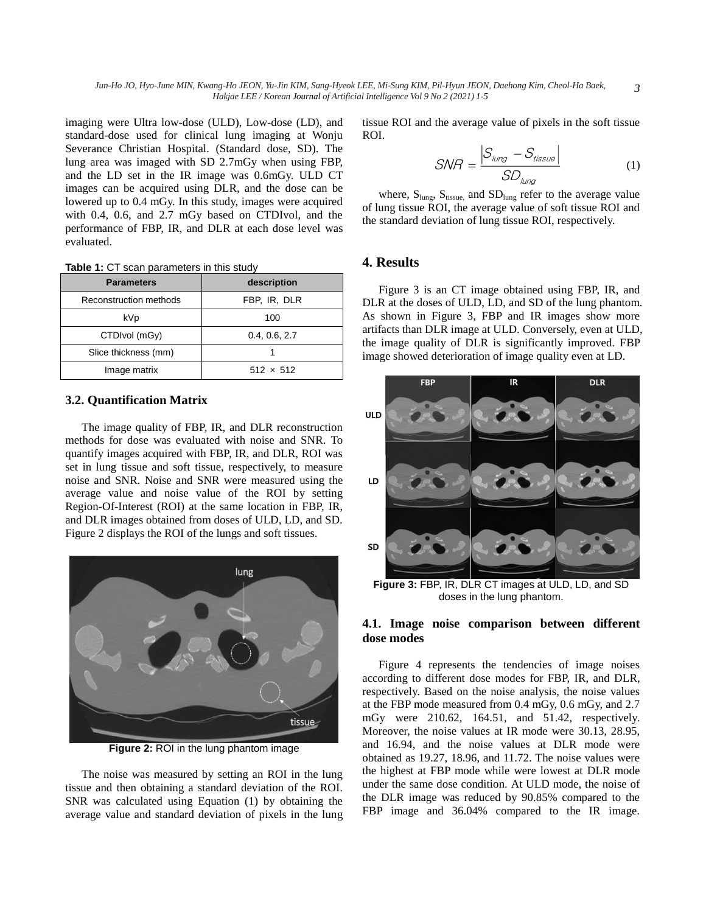imaging were Ultra low-dose (ULD), Low-dose (LD), and standard-dose used for clinical lung imaging at Wonju Severance Christian Hospital. (Standard dose, SD). The lung area was imaged with SD 2.7mGy when using FBP, and the LD set in the IR image was 0.6mGy. ULD CT images can be acquired using DLR, and the dose can be lowered up to 0.4 mGy. In this study, images were acquired with 0.4, 0.6, and 2.7 mGy based on CTDIvol, and the performance of FBP, IR, and DLR at each dose level was evaluated.

**Table 1:** CT scan parameters in this study

| Parameters | description |
| --- | --- |
| Reconstruction methods | FBP, IR, DLR |
| kVp | 100 |
| CTDIvol (mGy) | 0.4, 0.6, 2.7 |
| Slice thickness (mm) | 1 |
| Image matrix | 512 × 512 |

### 3.2. Quantification Matrix

The image quality of FBP, IR, and DLR reconstruction methods for dose was evaluated with noise and SNR. To quantify images acquired with FBP, IR, and DLR, ROI was set in lung tissue and soft tissue, respectively, to measure noise and SNR. Noise and SNR were measured using the average value and noise value of the ROI by setting Region-Of-Interest (ROI) at the same location in FBP, IR, and DLR images obtained from doses of ULD, LD, and SD. Figure 2 displays the ROI of the lungs and soft tissues.

**Figure 2:** ROI in the lung phantom image

The noise was measured by setting an ROI in the lung tissue and then obtaining a standard deviation of the ROI. SNR was calculated using Equation (1) by obtaining the average value and standard deviation of pixels in the lung tissue ROI and the average value of pixels in the soft tissue ROI.

$$SNR = \frac{|S_{lung} - S_{tissue}|}{SD_{lung}} \quad (1)$$

where, $S_{lung}$, $S_{tissue}$, and $SD_{lung}$ refer to the average value of lung tissue ROI, the average value of soft tissue ROI and the standard deviation of lung tissue ROI, respectively.

## 4. Results

Figure 3 is an CT image obtained using FBP, IR, and DLR at the doses of ULD, LD, and SD of the lung phantom. As shown in Figure 3, FBP and IR images show more artifacts than DLR image at ULD. Conversely, even at ULD, the image quality of DLR is significantly improved. FBP image showed deterioration of image quality even at LD.

**Figure 3:** FBP, IR, DLR CT images at ULD, LD, and SD doses in the lung phantom.

### 4.1. Image noise comparison between different dose modes

Figure 4 represents the tendencies of image noises according to different dose modes for FBP, IR, and DLR, respectively. Based on the noise analysis, the noise values at the FBP mode measured from 0.4 mGy, 0.6 mGy, and 2.7 mGy were 210.62, 164.51, and 51.42, respectively. Moreover, the noise values at IR mode were 30.13, 28.95, and 16.94, and the noise values at DLR mode were obtained as 19.27, 18.96, and 11.72. The noise values were the highest at FBP mode while were lowest at DLR mode under the same dose condition. At ULD mode, the noise of the DLR image was reduced by 90.85% compared to the FBP image and 36.04% compared to the IR image.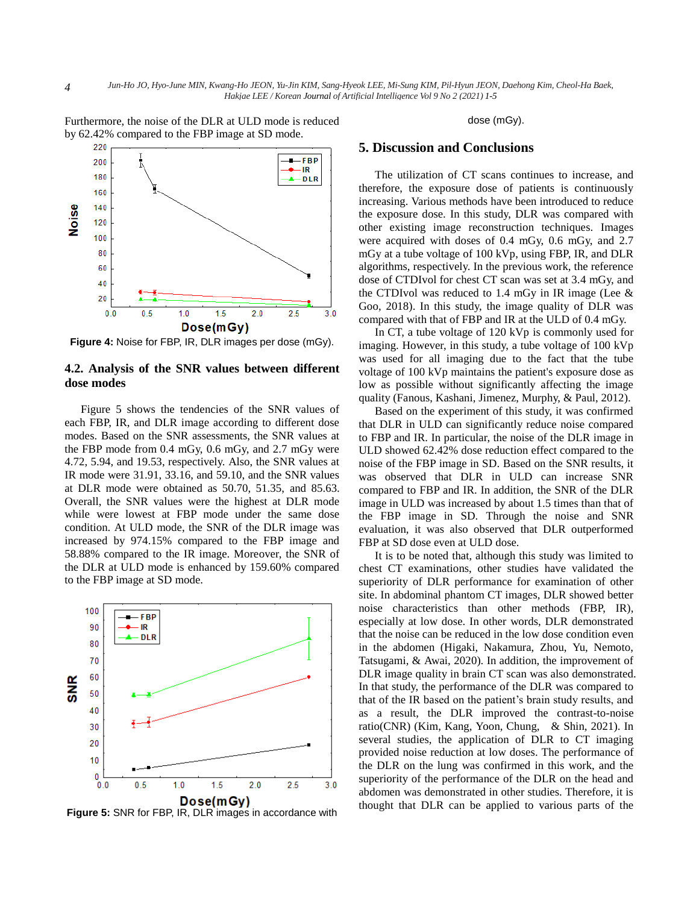Furthermore, the noise of the DLR at ULD mode is reduced by 62.42% compared to the FBP image at SD mode.

**Figure 4:** Noise for FBP, IR, DLR images per dose (mGy).

### 4.2. Analysis of the SNR values between different dose modes

Figure 5 shows the tendencies of the SNR values of each FBP, IR, and DLR image according to different dose modes. Based on the SNR assessments, the SNR values at the FBP mode from 0.4 mGy, 0.6 mGy, and 2.7 mGy were 4.72, 5.94, and 19.53, respectively. Also, the SNR values at IR mode were 31.91, 33.16, and 59.10, and the SNR values at DLR mode were obtained as 50.70, 51.35, and 85.63. Overall, the SNR values were the highest at DLR mode while were lowest at FBP mode under the same dose condition. At ULD mode, the SNR of the DLR image was increased by 974.15% compared to the FBP image and 58.88% compared to the IR image. Moreover, the SNR of the DLR at ULD mode is enhanced by 159.60% compared to the FBP image at SD mode.

**Figure 5:** SNR for FBP, IR, DLR images in accordance with dose (mGy).

## 5. Discussion and Conclusions

The utilization of CT scans continues to increase, and therefore, the exposure dose of patients is continuously increasing. Various methods have been introduced to reduce the exposure dose. In this study, DLR was compared with other existing image reconstruction techniques. Images were acquired with doses of 0.4 mGy, 0.6 mGy, and 2.7 mGy at a tube voltage of 100 kVp, using FBP, IR, and DLR algorithms, respectively. In the previous work, the reference dose of CTDIvol for chest CT scan was set at 3.4 mGy, and the CTDIvol was reduced to 1.4 mGy in IR image (Lee & Goo, 2018). In this study, the image quality of DLR was compared with that of FBP and IR at the ULD of 0.4 mGy.

In CT, a tube voltage of 120 kVp is commonly used for imaging. However, in this study, a tube voltage of 100 kVp was used for all imaging due to the fact that the tube voltage of 100 kVp maintains the patient's exposure dose as low as possible without significantly affecting the image quality (Fanous, Kashani, Jimenez, Murphy, & Paul, 2012).

Based on the experiment of this study, it was confirmed that DLR in ULD can significantly reduce noise compared to FBP and IR. In particular, the noise of the DLR image in ULD showed 62.42% dose reduction effect compared to the noise of the FBP image in SD. Based on the SNR results, it was observed that DLR in ULD can increase SNR compared to FBP and IR. In addition, the SNR of the DLR image in ULD was increased by about 1.5 times than that of the FBP image in SD. Through the noise and SNR evaluation, it was also observed that DLR outperformed FBP at SD dose even at ULD dose.

It is to be noted that, although this study was limited to chest CT examinations, other studies have validated the superiority of DLR performance for examination of other site. In abdominal phantom CT images, DLR showed better noise characteristics than other methods (FBP, IR), especially at low dose. In other words, DLR demonstrated that the noise can be reduced in the low dose condition even in the abdomen (Higaki, Nakamura, Zhou, Yu, Nemoto, Tatsugami, & Awai, 2020). In addition, the improvement of DLR image quality in brain CT scan was also demonstrated. In that study, the performance of the DLR was compared to that of the IR based on the patient's brain study results, and as a result, the DLR improved the contrast-to-noise ratio(CNR) (Kim, Kang, Yoon, Chung, & Shin, 2021). In several studies, the application of DLR to CT imaging provided noise reduction at low doses. The performance of the DLR on the lung was confirmed in this work, and the superiority of the performance of the DLR on the head and abdomen was demonstrated in other studies. Therefore, it is thought that DLR can be applied to various parts of the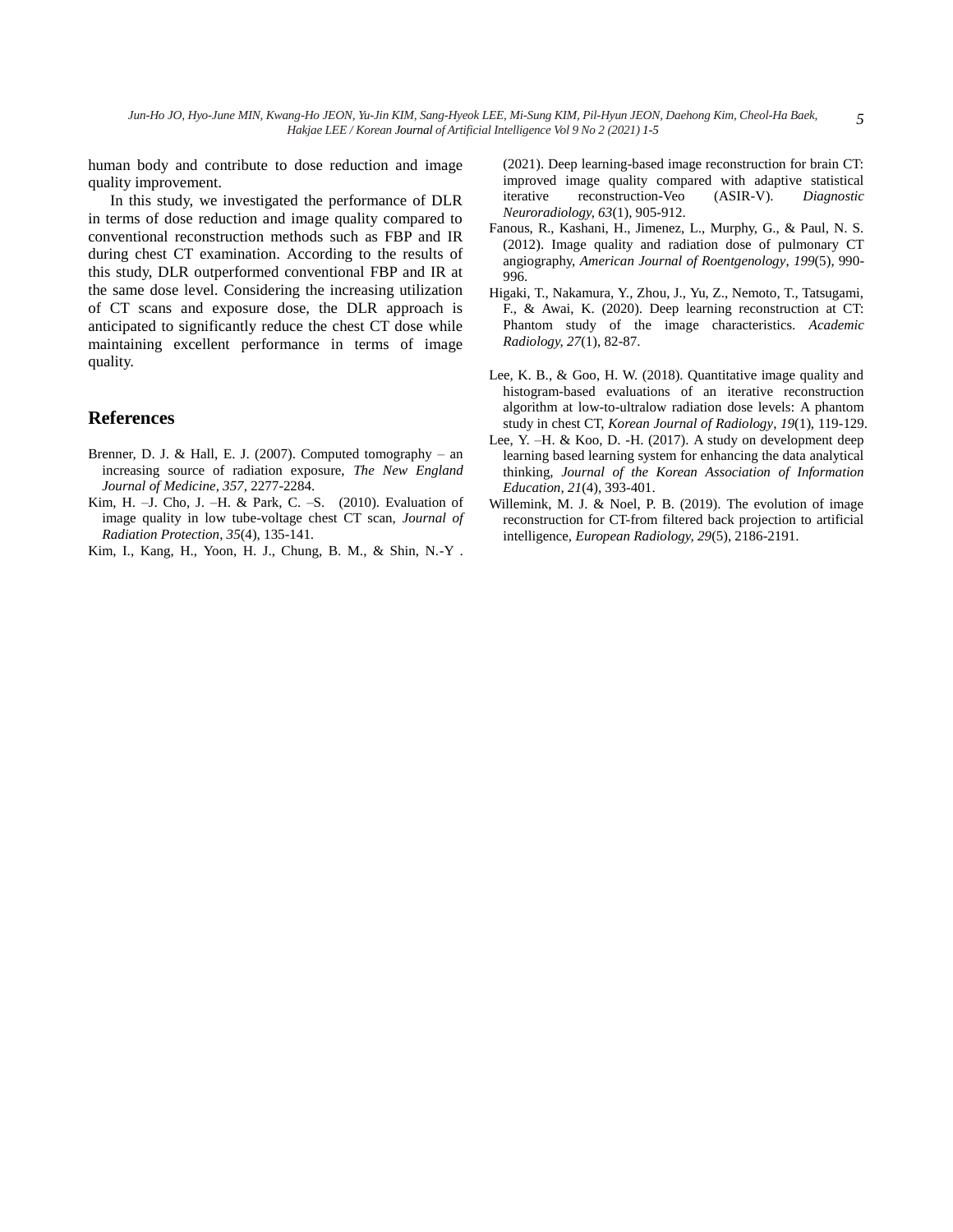human body and contribute to dose reduction and image quality improvement.

In this study, we investigated the performance of DLR in terms of dose reduction and image quality compared to conventional reconstruction methods such as FBP and IR during chest CT examination. According to the results of this study, DLR outperformed conventional FBP and IR at the same dose level. Considering the increasing utilization of CT scans and exposure dose, the DLR approach is anticipated to significantly reduce the chest CT dose while maintaining excellent performance in terms of image quality.

## References

Brenner, D. J. & Hall, E. J. (2007). Computed tomography – an increasing source of radiation exposure, *The New England Journal of Medicine*, *357*, 2277-2284.

Kim, H. –J. Cho, J. –H. & Park, C. –S. (2010). Evaluation of image quality in low tube-voltage chest CT scan, *Journal of Radiation Protection*, *35*(4), 135-141.

Kim, I., Kang, H., Yoon, H. J., Chung, B. M., & Shin, N.-Y . (2021). Deep learning-based image reconstruction for brain CT: improved image quality compared with adaptive statistical iterative reconstruction-Veo (ASIR-V). *Diagnostic Neuroradiology, 63*(1), 905-912.

Fanous, R., Kashani, H., Jimenez, L., Murphy, G., & Paul, N. S. (2012). Image quality and radiation dose of pulmonary CT angiography, *American Journal of Roentgenology*, *199*(5), 990-996.

Higaki, T., Nakamura, Y., Zhou, J., Yu, Z., Nemoto, T., Tatsugami, F., & Awai, K. (2020). Deep learning reconstruction at CT: Phantom study of the image characteristics. *Academic Radiology, 27*(1), 82-87.

Lee, K. B., & Goo, H. W. (2018). Quantitative image quality and histogram-based evaluations of an iterative reconstruction algorithm at low-to-ultralow radiation dose levels: A phantom study in chest CT, *Korean Journal of Radiology*, *19*(1), 119-129.

Lee, Y. –H. & Koo, D. -H. (2017). A study on development deep learning based learning system for enhancing the data analytical thinking, *Journal of the Korean Association of Information Education*, *21*(4), 393-401.

Willemink, M. J. & Noel, P. B. (2019). The evolution of image reconstruction for CT-from filtered back projection to artificial intelligence, *European Radiology, 29*(5), 2186-2191.